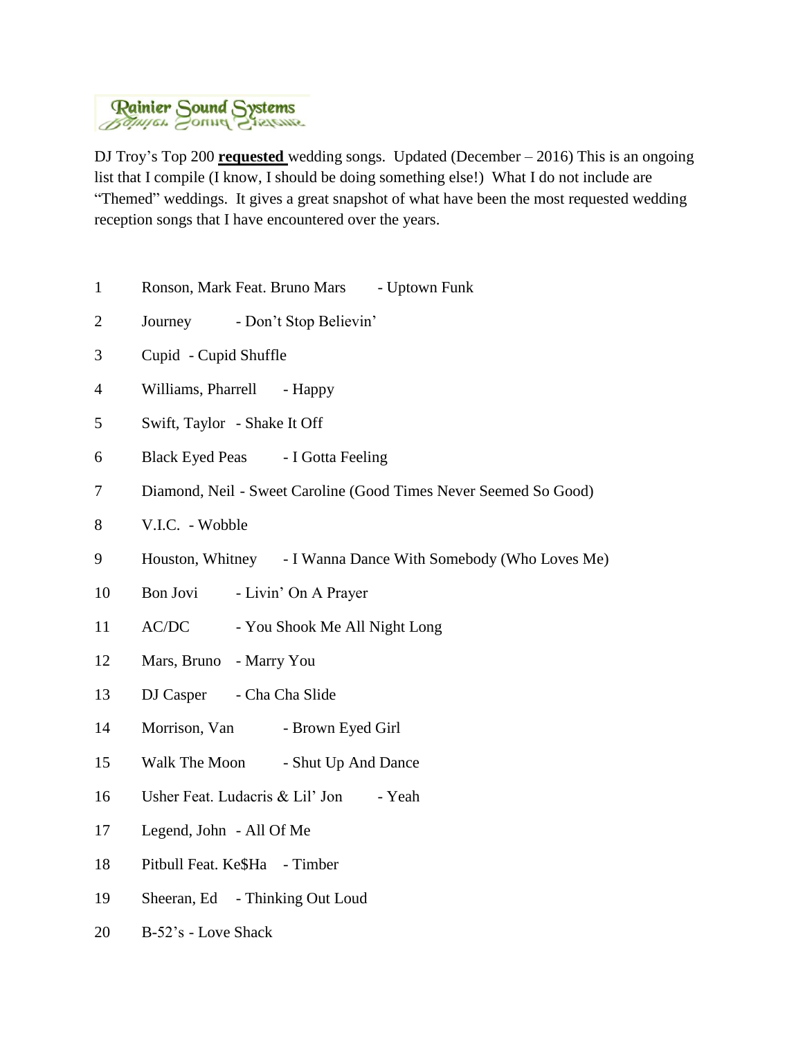Rainier Sound Systems

DJ Troy's Top 200 **requested** wedding songs. Updated (December – 2016) This is an ongoing list that I compile (I know, I should be doing something else!) What I do not include are "Themed" weddings. It gives a great snapshot of what have been the most requested wedding reception songs that I have encountered over the years.

1 Ronson, Mark Feat. Bruno Mars - Uptown Funk

2 Journey - Don't Stop Believin'

3 Cupid - Cupid Shuffle

4 Williams, Pharrell - Happy

5 Swift, Taylor - Shake It Off

6 Black Eyed Peas - I Gotta Feeling

7 Diamond, Neil - Sweet Caroline (Good Times Never Seemed So Good)

8 V.I.C. - Wobble

9 Houston, Whitney - I Wanna Dance With Somebody (Who Loves Me)

10 Bon Jovi - Livin' On A Prayer

11 AC/DC - You Shook Me All Night Long

12 Mars, Bruno - Marry You

13 DJ Casper - Cha Cha Slide

14 Morrison, Van - Brown Eyed Girl

15 Walk The Moon - Shut Up And Dance

16 Usher Feat. Ludacris & Lil' Jon - Yeah

17 Legend, John - All Of Me

18 Pitbull Feat. Ke$Ha - Timber

19 Sheeran, Ed - Thinking Out Loud

20 B-52's - Love Shack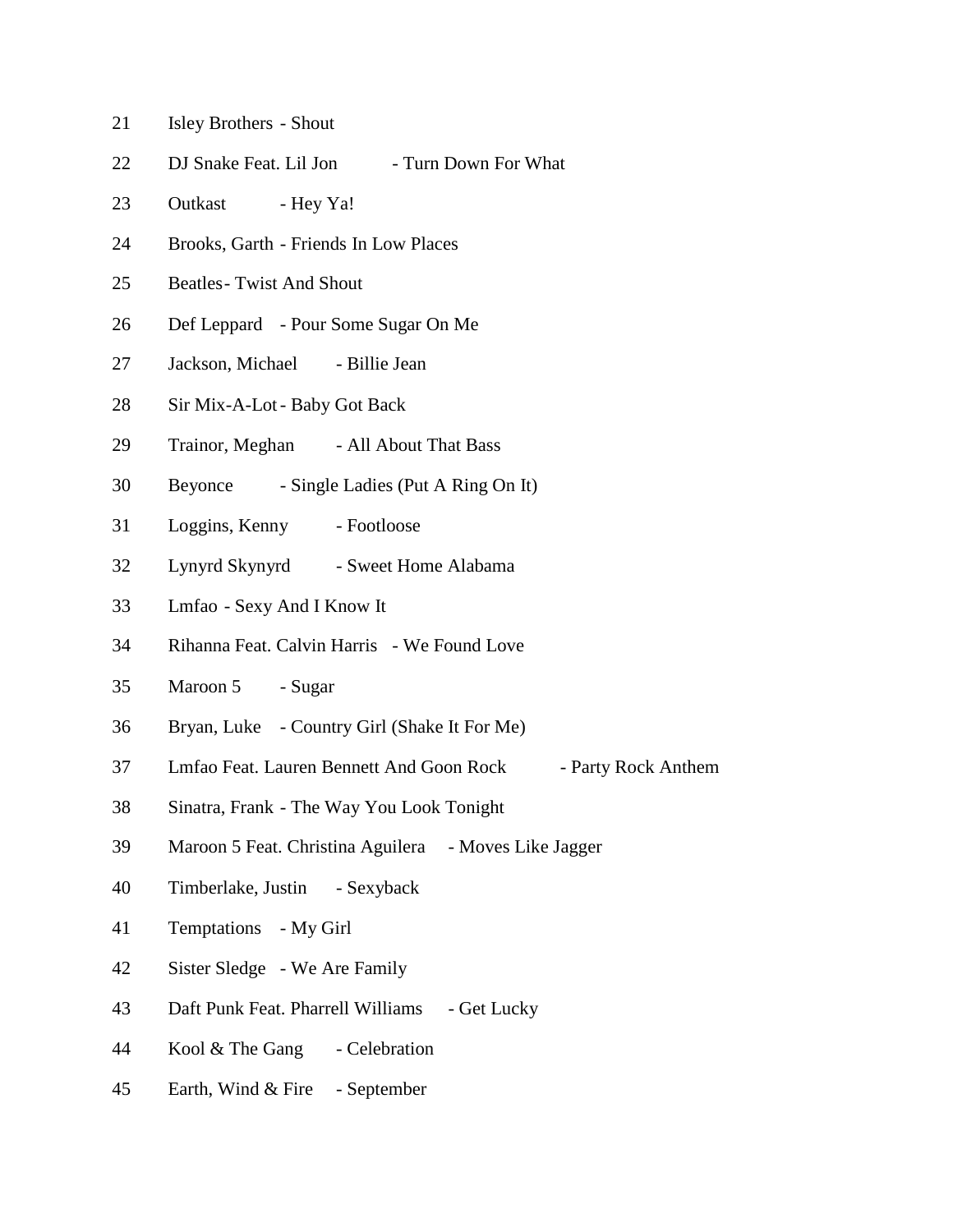21 Isley Brothers - Shout

22 DJ Snake Feat. Lil Jon - Turn Down For What

23 Outkast - Hey Ya!

24 Brooks, Garth - Friends In Low Places

25 Beatles - Twist And Shout

26 Def Leppard - Pour Some Sugar On Me

27 Jackson, Michael - Billie Jean

28 Sir Mix-A-Lot - Baby Got Back

29 Trainor, Meghan - All About That Bass

30 Beyonce - Single Ladies (Put A Ring On It)

31 Loggins, Kenny - Footloose

32 Lynyrd Skynyrd - Sweet Home Alabama

33 Lmfao - Sexy And I Know It

34 Rihanna Feat. Calvin Harris - We Found Love

35 Maroon 5 - Sugar

36 Bryan, Luke - Country Girl (Shake It For Me)

37 Lmfao Feat. Lauren Bennett And Goon Rock - Party Rock Anthem

38 Sinatra, Frank - The Way You Look Tonight

39 Maroon 5 Feat. Christina Aguilera - Moves Like Jagger

40 Timberlake, Justin - Sexyback

41 Temptations - My Girl

42 Sister Sledge - We Are Family

43 Daft Punk Feat. Pharrell Williams - Get Lucky

44 Kool & The Gang - Celebration

45 Earth, Wind & Fire - September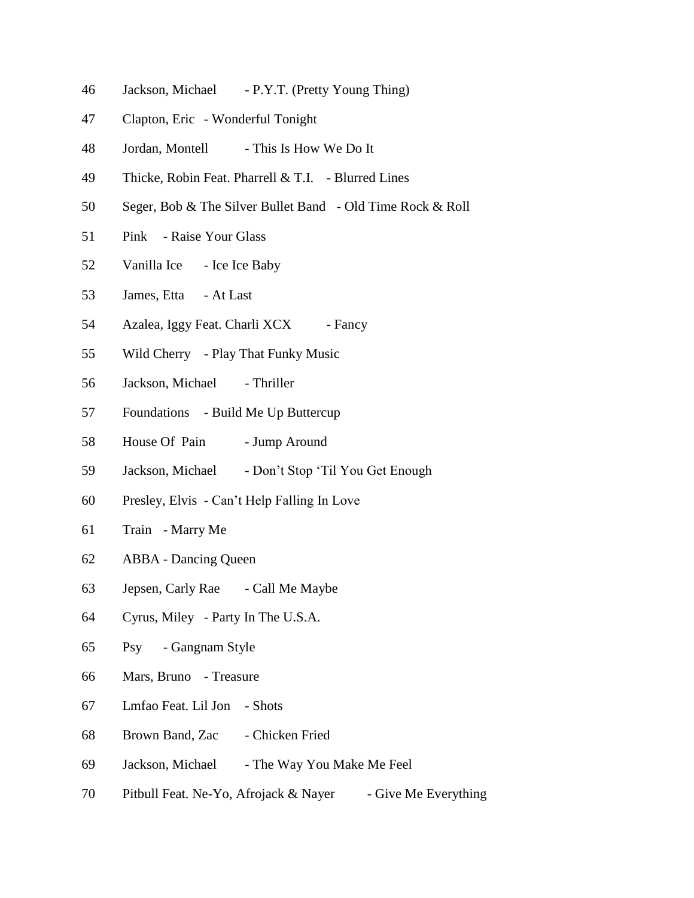46 Jackson, Michael - P.Y.T. (Pretty Young Thing)

47 Clapton, Eric - Wonderful Tonight

48 Jordan, Montell - This Is How We Do It

49 Thicke, Robin Feat. Pharrell & T.I. - Blurred Lines

50 Seger, Bob & The Silver Bullet Band - Old Time Rock & Roll

51 Pink - Raise Your Glass

52 Vanilla Ice - Ice Ice Baby

53 James, Etta - At Last

54 Azalea, Iggy Feat. Charli XCX - Fancy

55 Wild Cherry - Play That Funky Music

56 Jackson, Michael - Thriller

57 Foundations - Build Me Up Buttercup

58 House Of Pain - Jump Around

59 Jackson, Michael - Don't Stop 'Til You Get Enough

60 Presley, Elvis - Can't Help Falling In Love

61 Train - Marry Me

62 ABBA - Dancing Queen

63 Jepsen, Carly Rae - Call Me Maybe

64 Cyrus, Miley - Party In The U.S.A.

65 Psy - Gangnam Style

66 Mars, Bruno - Treasure

67 Lmfao Feat. Lil Jon - Shots

68 Brown Band, Zac - Chicken Fried

69 Jackson, Michael - The Way You Make Me Feel

70 Pitbull Feat. Ne-Yo, Afrojack & Nayer - Give Me Everything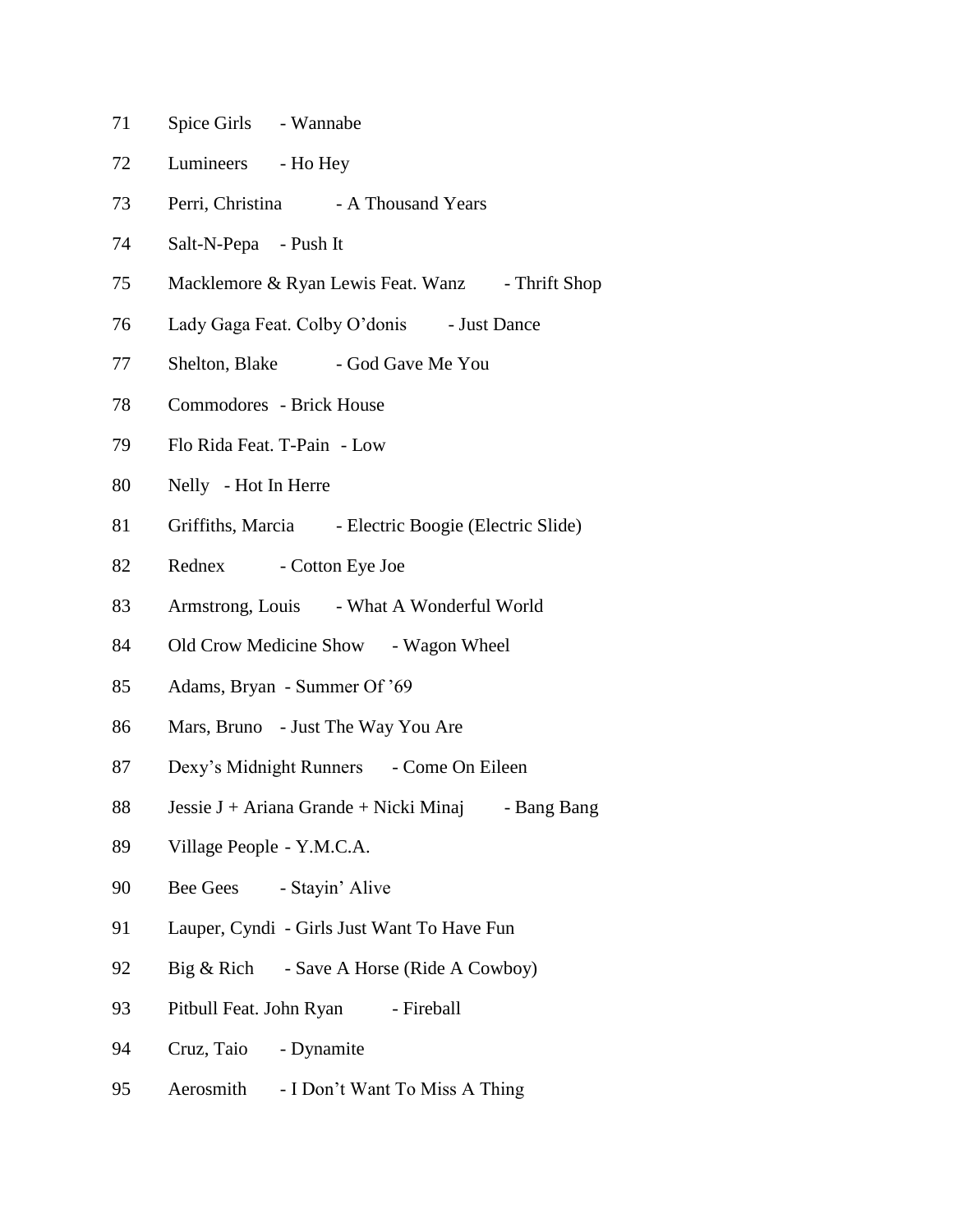71 Spice Girls - Wannabe

72 Lumineers - Ho Hey

73 Perri, Christina - A Thousand Years

74 Salt-N-Pepa - Push It

75 Macklemore & Ryan Lewis Feat. Wanz - Thrift Shop

76 Lady Gaga Feat. Colby O'donis - Just Dance

77 Shelton, Blake - God Gave Me You

78 Commodores - Brick House

79 Flo Rida Feat. T-Pain - Low

80 Nelly - Hot In Herre

81 Griffiths, Marcia - Electric Boogie (Electric Slide)

82 Rednex - Cotton Eye Joe

83 Armstrong, Louis - What A Wonderful World

84 Old Crow Medicine Show - Wagon Wheel

85 Adams, Bryan - Summer Of '69

86 Mars, Bruno - Just The Way You Are

87 Dexy's Midnight Runners - Come On Eileen

88 Jessie J + Ariana Grande + Nicki Minaj - Bang Bang

89 Village People - Y.M.C.A.

90 Bee Gees - Stayin' Alive

91 Lauper, Cyndi - Girls Just Want To Have Fun

92 Big & Rich - Save A Horse (Ride A Cowboy)

93 Pitbull Feat. John Ryan - Fireball

94 Cruz, Taio - Dynamite

95 Aerosmith - I Don't Want To Miss A Thing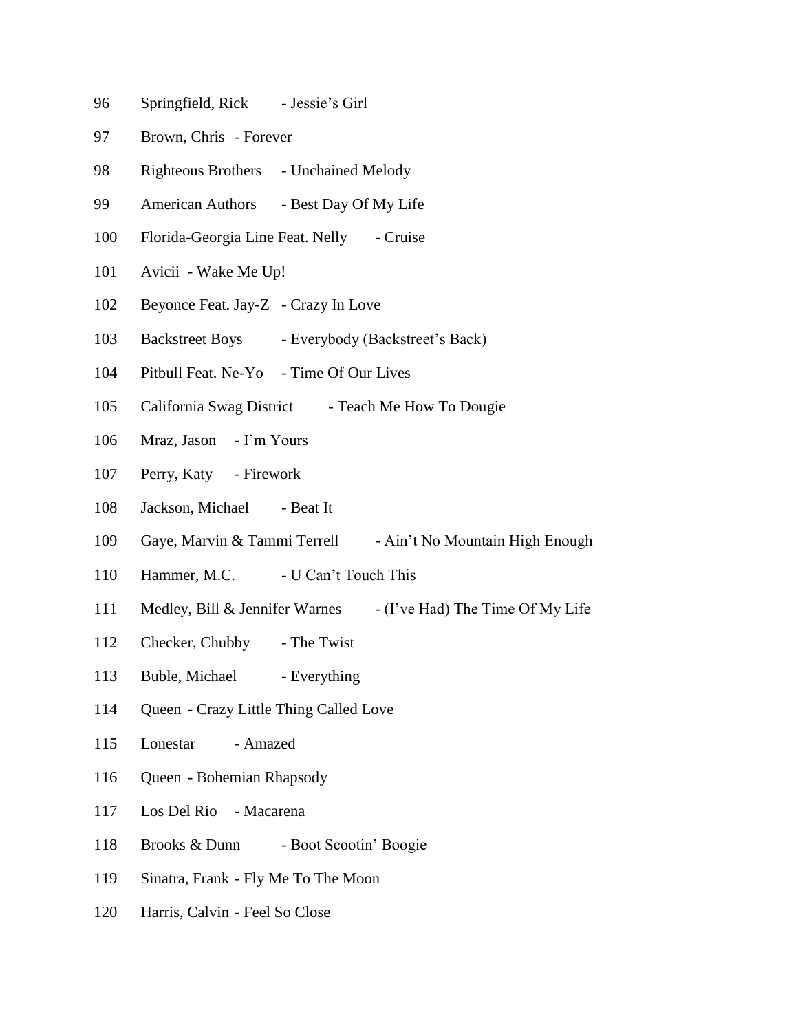96 Springfield, Rick - Jessie’s Girl

97 Brown, Chris - Forever

98 Righteous Brothers - Unchained Melody

99 American Authors - Best Day Of My Life

100 Florida-Georgia Line Feat. Nelly - Cruise

101 Avicii - Wake Me Up!

102 Beyonce Feat. Jay-Z - Crazy In Love

103 Backstreet Boys - Everybody (Backstreet’s Back)

104 Pitbull Feat. Ne-Yo - Time Of Our Lives

105 California Swag District - Teach Me How To Dougie

106 Mraz, Jason - I’m Yours

107 Perry, Katy - Firework

108 Jackson, Michael - Beat It

109 Gaye, Marvin & Tammi Terrell - Ain’t No Mountain High Enough

110 Hammer, M.C. - U Can’t Touch This

111 Medley, Bill & Jennifer Warnes - (I’ve Had) The Time Of My Life

112 Checker, Chubby - The Twist

113 Buble, Michael - Everything

114 Queen - Crazy Little Thing Called Love

115 Lonestar - Amazed

116 Queen - Bohemian Rhapsody

117 Los Del Rio - Macarena

118 Brooks & Dunn - Boot Scootin’ Boogie

119 Sinatra, Frank - Fly Me To The Moon

120 Harris, Calvin - Feel So Close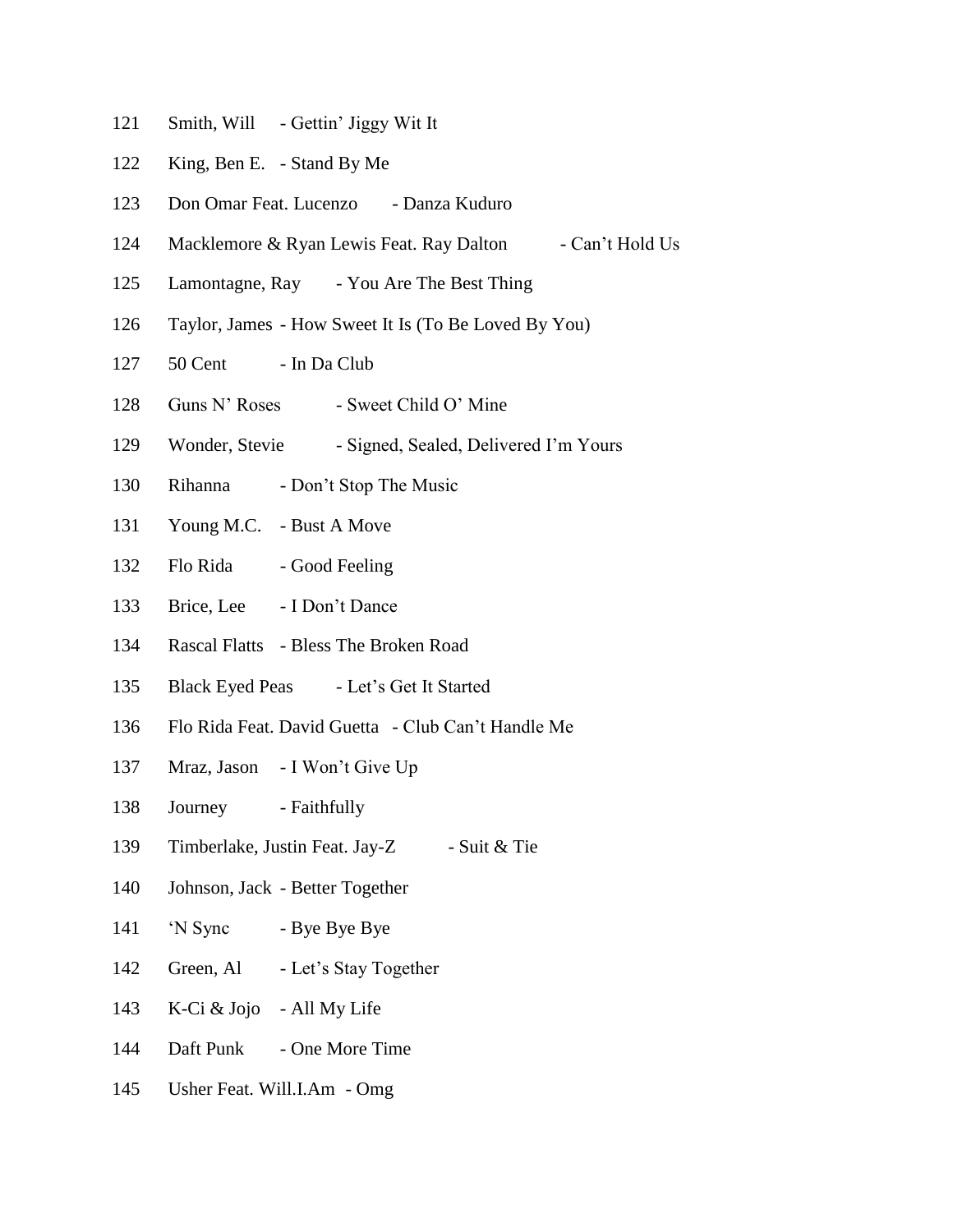121 Smith, Will - Gettin' Jiggy Wit It

122 King, Ben E. - Stand By Me

123 Don Omar Feat. Lucenzo - Danza Kuduro

124 Macklemore & Ryan Lewis Feat. Ray Dalton - Can't Hold Us

125 Lamontagne, Ray - You Are The Best Thing

126 Taylor, James - How Sweet It Is (To Be Loved By You)

127 50 Cent - In Da Club

128 Guns N' Roses - Sweet Child O' Mine

129 Wonder, Stevie - Signed, Sealed, Delivered I'm Yours

130 Rihanna - Don't Stop The Music

131 Young M.C. - Bust A Move

132 Flo Rida - Good Feeling

133 Brice, Lee - I Don't Dance

134 Rascal Flatts - Bless The Broken Road

135 Black Eyed Peas - Let's Get It Started

136 Flo Rida Feat. David Guetta - Club Can't Handle Me

137 Mraz, Jason - I Won't Give Up

138 Journey - Faithfully

139 Timberlake, Justin Feat. Jay-Z - Suit & Tie

140 Johnson, Jack - Better Together

141 'N Sync - Bye Bye Bye

142 Green, Al - Let's Stay Together

143 K-Ci & Jojo - All My Life

144 Daft Punk - One More Time

145 Usher Feat. Will.I.Am - Omg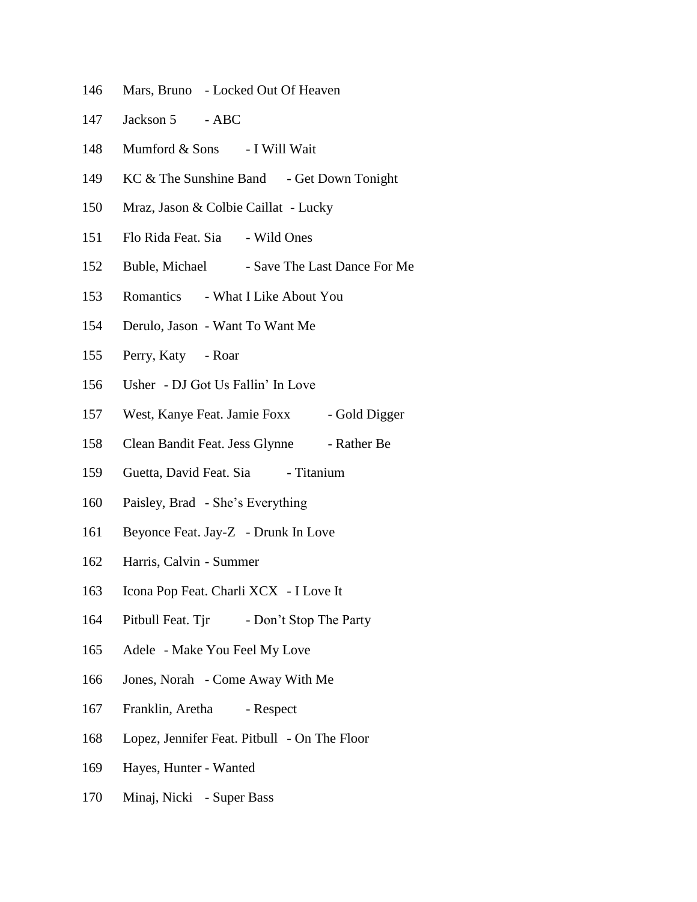146 Mars, Bruno - Locked Out Of Heaven

147 Jackson 5 - ABC

148 Mumford & Sons - I Will Wait

149 KC & The Sunshine Band - Get Down Tonight

150 Mraz, Jason & Colbie Caillat - Lucky

151 Flo Rida Feat. Sia - Wild Ones

152 Buble, Michael - Save The Last Dance For Me

153 Romantics - What I Like About You

154 Derulo, Jason - Want To Want Me

155 Perry, Katy - Roar

156 Usher - DJ Got Us Fallin' In Love

157 West, Kanye Feat. Jamie Foxx - Gold Digger

158 Clean Bandit Feat. Jess Glynne - Rather Be

159 Guetta, David Feat. Sia - Titanium

160 Paisley, Brad - She's Everything

161 Beyonce Feat. Jay-Z - Drunk In Love

162 Harris, Calvin - Summer

163 Icona Pop Feat. Charli XCX - I Love It

164 Pitbull Feat. Tjr - Don't Stop The Party

165 Adele - Make You Feel My Love

166 Jones, Norah - Come Away With Me

167 Franklin, Aretha - Respect

168 Lopez, Jennifer Feat. Pitbull - On The Floor

169 Hayes, Hunter - Wanted

170 Minaj, Nicki - Super Bass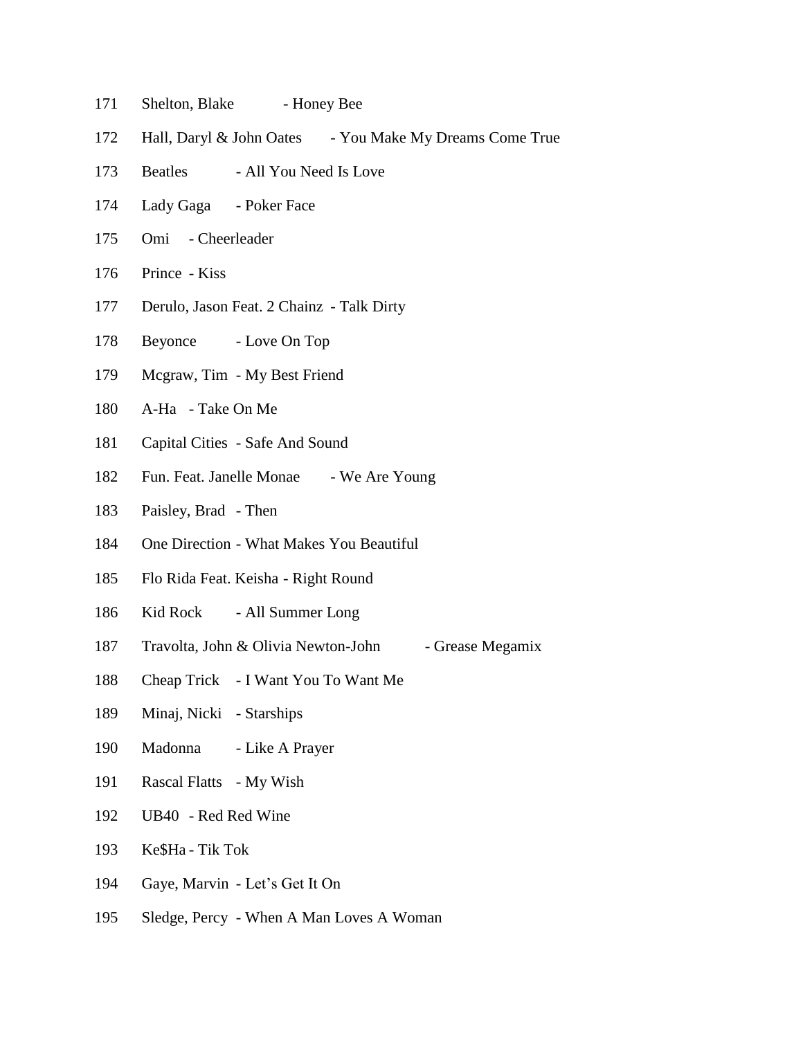171 Shelton, Blake - Honey Bee

172 Hall, Daryl & John Oates - You Make My Dreams Come True

173 Beatles - All You Need Is Love

174 Lady Gaga - Poker Face

175 Omi - Cheerleader

176 Prince - Kiss

177 Derulo, Jason Feat. 2 Chainz - Talk Dirty

178 Beyonce - Love On Top

179 Mcgraw, Tim - My Best Friend

180 A-Ha - Take On Me

181 Capital Cities - Safe And Sound

182 Fun. Feat. Janelle Monae - We Are Young

183 Paisley, Brad - Then

184 One Direction - What Makes You Beautiful

185 Flo Rida Feat. Keisha - Right Round

186 Kid Rock - All Summer Long

187 Travolta, John & Olivia Newton-John - Grease Megamix

188 Cheap Trick - I Want You To Want Me

189 Minaj, Nicki - Starships

190 Madonna - Like A Prayer

191 Rascal Flatts - My Wish

192 UB40 - Red Red Wine

193 Ke$Ha - Tik Tok

194 Gaye, Marvin - Let's Get It On

195 Sledge, Percy - When A Man Loves A Woman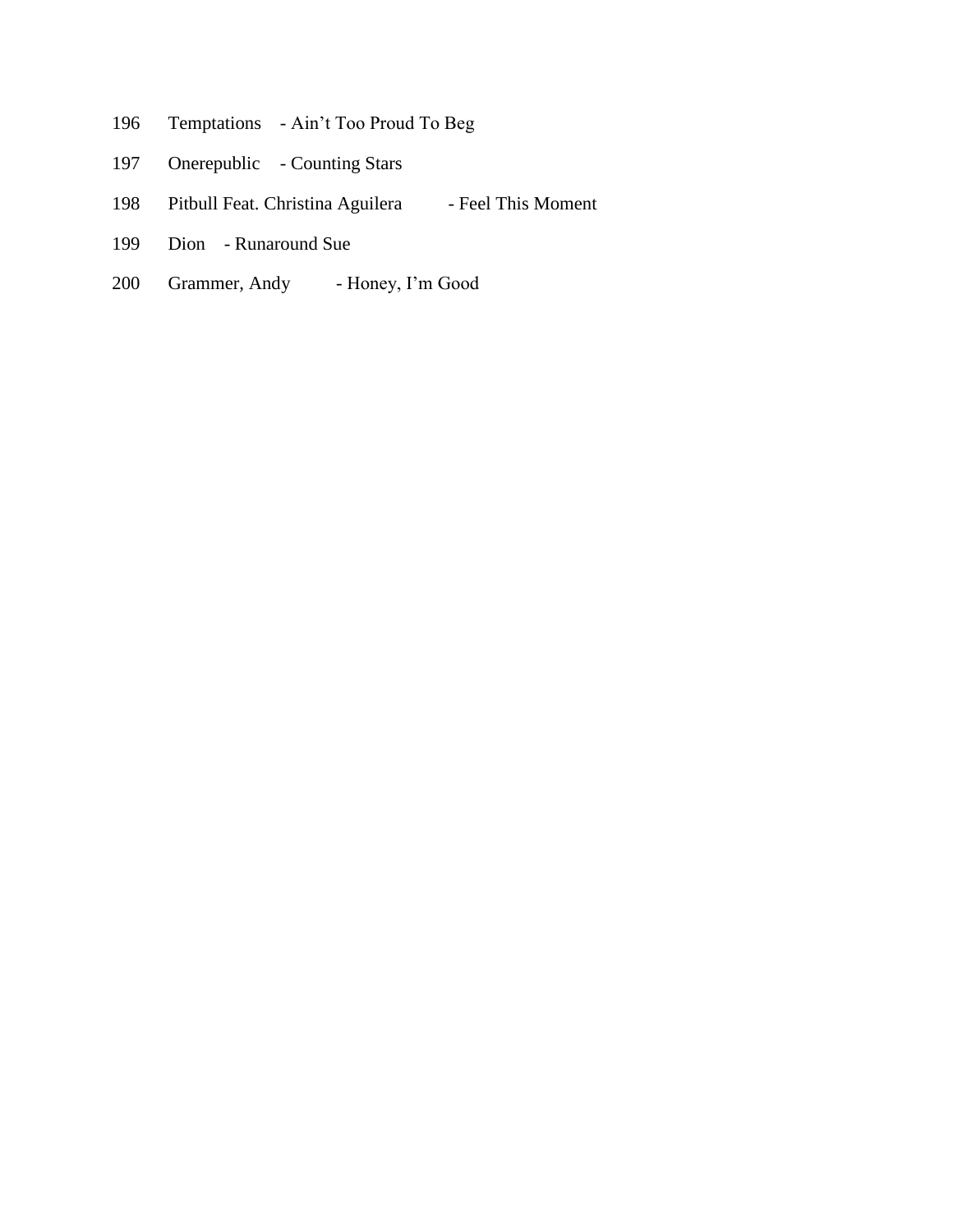196 Temptations - Ain’t Too Proud To Beg

197 Onerepublic - Counting Stars

198 Pitbull Feat. Christina Aguilera - Feel This Moment

199 Dion - Runaround Sue

200 Grammer, Andy - Honey, I’m Good